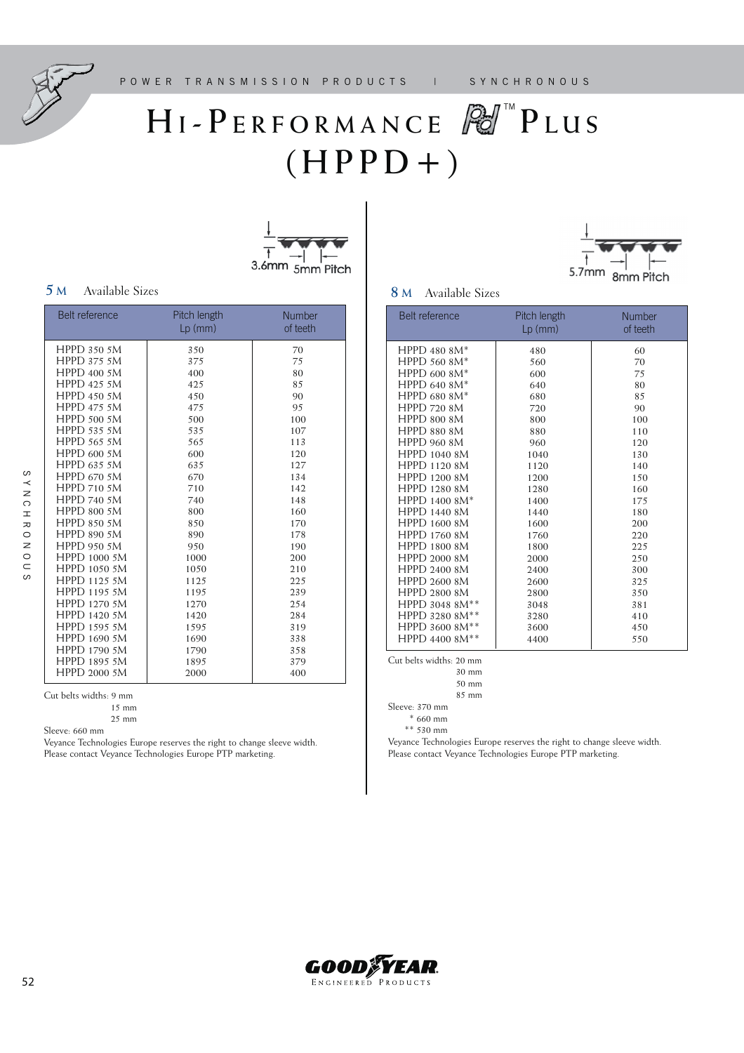# Hi-Performance PD™ Plus (HPPD+)

3.6mm 5mm Pitch

## 5M Available Sizes

| Belt reference | Pitch length Lp (mm) | Number of teeth |
|---|---|---|
| HPPD 350 5M | 350 | 70 |
| HPPD 375 5M | 375 | 75 |
| HPPD 400 5M | 400 | 80 |
| HPPD 425 5M | 425 | 85 |
| HPPD 450 5M | 450 | 90 |
| HPPD 475 5M | 475 | 95 |
| HPPD 500 5M | 500 | 100 |
| HPPD 535 5M | 535 | 107 |
| HPPD 565 5M | 565 | 113 |
| HPPD 600 5M | 600 | 120 |
| HPPD 635 5M | 635 | 127 |
| HPPD 670 5M | 670 | 134 |
| HPPD 710 5M | 710 | 142 |
| HPPD 740 5M | 740 | 148 |
| HPPD 800 5M | 800 | 160 |
| HPPD 850 5M | 850 | 170 |
| HPPD 890 5M | 890 | 178 |
| HPPD 950 5M | 950 | 190 |
| HPPD 1000 5M | 1000 | 200 |
| HPPD 1050 5M | 1050 | 210 |
| HPPD 1125 5M | 1125 | 225 |
| HPPD 1195 5M | 1195 | 239 |
| HPPD 1270 5M | 1270 | 254 |
| HPPD 1420 5M | 1420 | 284 |
| HPPD 1595 5M | 1595 | 319 |
| HPPD 1690 5M | 1690 | 338 |
| HPPD 1790 5M | 1790 | 358 |
| HPPD 1895 5M | 1895 | 379 |
| HPPD 2000 5M | 2000 | 400 |

Cut belts widths: 9 mm
15 mm
25 mm

Sleeve: 660 mm

Veyance Technologies Europe reserves the right to change sleeve width. Please contact Veyance Technologies Europe PTP marketing.

5.7mm 8mm Pitch

## 8M Available Sizes

| Belt reference | Pitch length Lp (mm) | Number of teeth |
|---|---|---|
| HPPD 480 8M* | 480 | 60 |
| HPPD 560 8M* | 560 | 70 |
| HPPD 600 8M* | 600 | 75 |
| HPPD 640 8M* | 640 | 80 |
| HPPD 680 8M* | 680 | 85 |
| HPPD 720 8M | 720 | 90 |
| HPPD 800 8M | 800 | 100 |
| HPPD 880 8M | 880 | 110 |
| HPPD 960 8M | 960 | 120 |
| HPPD 1040 8M | 1040 | 130 |
| HPPD 1120 8M | 1120 | 140 |
| HPPD 1200 8M | 1200 | 150 |
| HPPD 1280 8M | 1280 | 160 |
| HPPD 1400 8M* | 1400 | 175 |
| HPPD 1440 8M | 1440 | 180 |
| HPPD 1600 8M | 1600 | 200 |
| HPPD 1760 8M | 1760 | 220 |
| HPPD 1800 8M | 1800 | 225 |
| HPPD 2000 8M | 2000 | 250 |
| HPPD 2400 8M | 2400 | 300 |
| HPPD 2600 8M | 2600 | 325 |
| HPPD 2800 8M | 2800 | 350 |
| HPPD 3048 8M** | 3048 | 381 |
| HPPD 3280 8M** | 3280 | 410 |
| HPPD 3600 8M** | 3600 | 450 |
| HPPD 4400 8M** | 4400 | 550 |

Cut belts widths: 20 mm
30 mm
50 mm
85 mm

Sleeve: 370 mm
\* 660 mm
\*\* 530 mm

Veyance Technologies Europe reserves the right to change sleeve width. Please contact Veyance Technologies Europe PTP marketing.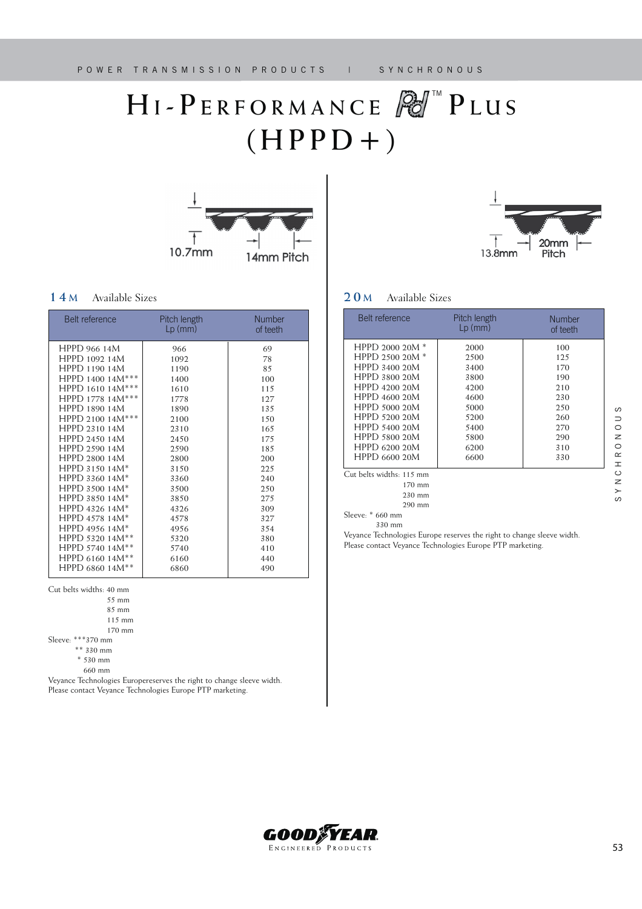# HI-PERFORMANCE PD™ PLUS (HPPD+)

10.7mm

14mm Pitch

## 14M Available Sizes

| Belt reference | Pitch length Lp (mm) | Number of teeth |
|---|---|---|
| HPPD 966 14M | 966 | 69 |
| HPPD 1092 14M | 1092 | 78 |
| HPPD 1190 14M | 1190 | 85 |
| HPPD 1400 14M*** | 1400 | 100 |
| HPPD 1610 14M*** | 1610 | 115 |
| HPPD 1778 14M*** | 1778 | 127 |
| HPPD 1890 14M | 1890 | 135 |
| HPPD 2100 14M*** | 2100 | 150 |
| HPPD 2310 14M | 2310 | 165 |
| HPPD 2450 14M | 2450 | 175 |
| HPPD 2590 14M | 2590 | 185 |
| HPPD 2800 14M | 2800 | 200 |
| HPPD 3150 14M* | 3150 | 225 |
| HPPD 3360 14M* | 3360 | 240 |
| HPPD 3500 14M* | 3500 | 250 |
| HPPD 3850 14M* | 3850 | 275 |
| HPPD 4326 14M* | 4326 | 309 |
| HPPD 4578 14M* | 4578 | 327 |
| HPPD 4956 14M* | 4956 | 354 |
| HPPD 5320 14M** | 5320 | 380 |
| HPPD 5740 14M** | 5740 | 410 |
| HPPD 6160 14M** | 6160 | 440 |
| HPPD 6860 14M** | 6860 | 490 |

Cut belts widths: 40 mm
55 mm
85 mm
115 mm
170 mm

Sleeve: ***370 mm
** 330 mm
* 530 mm
660 mm

Veyance Technologies Europereserves the right to change sleeve width.
Please contact Veyance Technologies Europe PTP marketing.

13.8mm

20mm Pitch

## 20M Available Sizes

| Belt reference | Pitch length Lp (mm) | Number of teeth |
|---|---|---|
| HPPD 2000 20M * | 2000 | 100 |
| HPPD 2500 20M * | 2500 | 125 |
| HPPD 3400 20M | 3400 | 170 |
| HPPD 3800 20M | 3800 | 190 |
| HPPD 4200 20M | 4200 | 210 |
| HPPD 4600 20M | 4600 | 230 |
| HPPD 5000 20M | 5000 | 250 |
| HPPD 5200 20M | 5200 | 260 |
| HPPD 5400 20M | 5400 | 270 |
| HPPD 5800 20M | 5800 | 290 |
| HPPD 6200 20M | 6200 | 310 |
| HPPD 6600 20M | 6600 | 330 |

Cut belts widths: 115 mm
170 mm
230 mm
290 mm

Sleeve: * 660 mm
330 mm

Veyance Technologies Europe reserves the right to change sleeve width.
Please contact Veyance Technologies Europe PTP marketing.

GOODYEAR ENGINEERED PRODUCTS